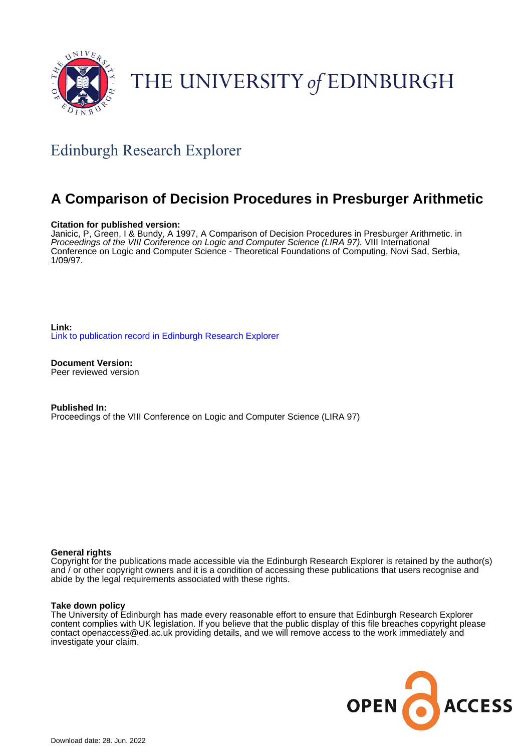THE UNIVERSITY *of* EDINBURGH

## Edinburgh Research Explorer

# A Comparison of Decision Procedures in Presburger Arithmetic

**Citation for published version:**
Janicic, P, Green, I & Bundy, A 1997, A Comparison of Decision Procedures in Presburger Arithmetic. in *Proceedings of the VIII Conference on Logic and Computer Science (LIRA 97).* VIII International Conference on Logic and Computer Science - Theoretical Foundations of Computing, Novi Sad, Serbia, 1/09/97.

**Link:**
Link to publication record in Edinburgh Research Explorer

**Document Version:**
Peer reviewed version

**Published In:**
Proceedings of the VIII Conference on Logic and Computer Science (LIRA 97)

**General rights**
Copyright for the publications made accessible via the Edinburgh Research Explorer is retained by the author(s) and / or other copyright owners and it is a condition of accessing these publications that users recognise and abide by the legal requirements associated with these rights.

**Take down policy**
The University of Edinburgh has made every reasonable effort to ensure that Edinburgh Research Explorer content complies with UK legislation. If you believe that the public display of this file breaches copyright please contact openaccess@ed.ac.uk providing details, and we will remove access to the work immediately and investigate your claim.

OPEN ACCESS

Download date: 28. Jun. 2022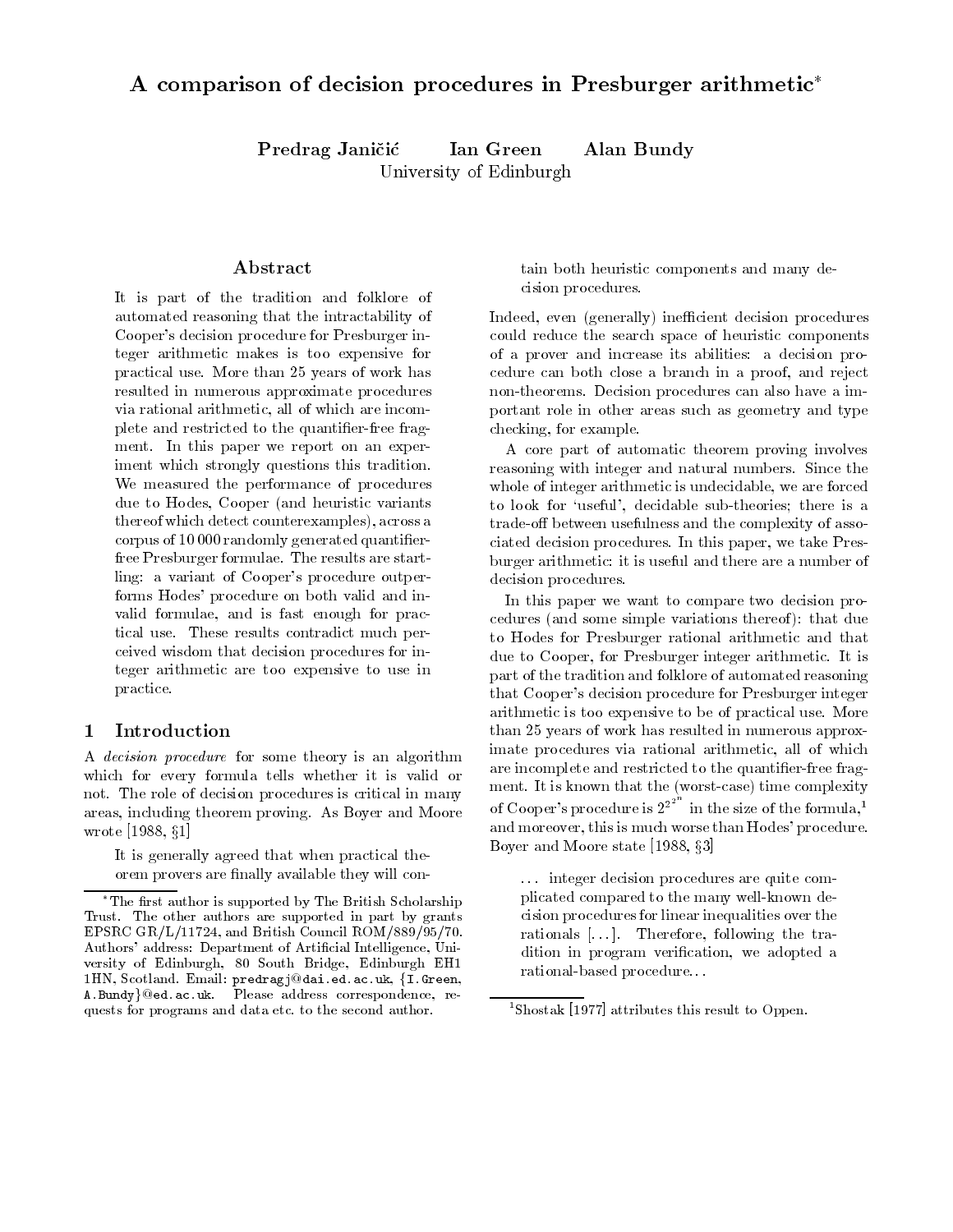# A comparison of decision procedures in Presburger arithmetic*

**Predrag Janičić  Ian Green  Alan Bundy**
University of Edinburgh

## Abstract

It is part of the tradition and folklore of automated reasoning that the intractability of Cooper's decision procedure for Presburger integer arithmetic makes is too expensive for practical use. More than 25 years of work has resulted in numerous approximate procedures via rational arithmetic, all of which are incomplete and restricted to the quantifier-free fragment. In this paper we report on an experiment which strongly questions this tradition. We measured the performance of procedures due to Hodes, Cooper (and heuristic variants thereof which detect counterexamples), across a corpus of 10 000 randomly generated quantifier-free Presburger formulae. The results are startling: a variant of Cooper's procedure outperforms Hodes' procedure on both valid and invalid formulae, and is fast enough for practical use. These results contradict much perceived wisdom that decision procedures for integer arithmetic are too expensive to use in practice.

## 1 Introduction

A *decision procedure* for some theory is an algorithm which for every formula tells whether it is valid or not. The role of decision procedures is critical in many areas, including theorem proving. As Boyer and Moore wrote [1988, §1]

> It is generally agreed that when practical theorem provers are finally available they will contain both heuristic components and many decision procedures.

Indeed, even (generally) inefficient decision procedures could reduce the search space of heuristic components of a prover and increase its abilities: a decision procedure can both close a branch in a proof, and reject non-theorems. Decision procedures can also have a important role in other areas such as geometry and type checking, for example.

A core part of automatic theorem proving involves reasoning with integer and natural numbers. Since the whole of integer arithmetic is undecidable, we are forced to look for 'useful', decidable sub-theories; there is a trade-off between usefulness and the complexity of associated decision procedures. In this paper, we take Presburger arithmetic: it is useful and there are a number of decision procedures.

In this paper we want to compare two decision procedures (and some simple variations thereof): that due to Hodes for Presburger rational arithmetic and that due to Cooper, for Presburger integer arithmetic. It is part of the tradition and folklore of automated reasoning that Cooper's decision procedure for Presburger integer arithmetic is too expensive to be of practical use. More than 25 years of work has resulted in numerous approximate procedures via rational arithmetic, all of which are incomplete and restricted to the quantifier-free fragment. It is known that the (worst-case) time complexity of Cooper's procedure is $2^{2^{2^n}}$ in the size of the formula,[1] and moreover, this is much worse than Hodes' procedure. Boyer and Moore state [1988, §3]

> ... integer decision procedures are quite complicated compared to the many well-known decision procedures for linear inequalities over the rationals [...]. Therefore, following the tradition in program verification, we adopted a rational-based procedure...

*The first author is supported by The British Scholarship Trust. The other authors are supported in part by grants EPSRC GR/L/11724, and British Council ROM/889/95/70. Authors' address: Department of Artificial Intelligence, University of Edinburgh, 80 South Bridge, Edinburgh EH1 1HN, Scotland. Email: predragj@dai.ed.ac.uk, {I.Green, A.Bundy}@ed.ac.uk. Please address correspondence, requests for programs and data etc. to the second author.

[1] Shostak [1977] attributes this result to Oppen.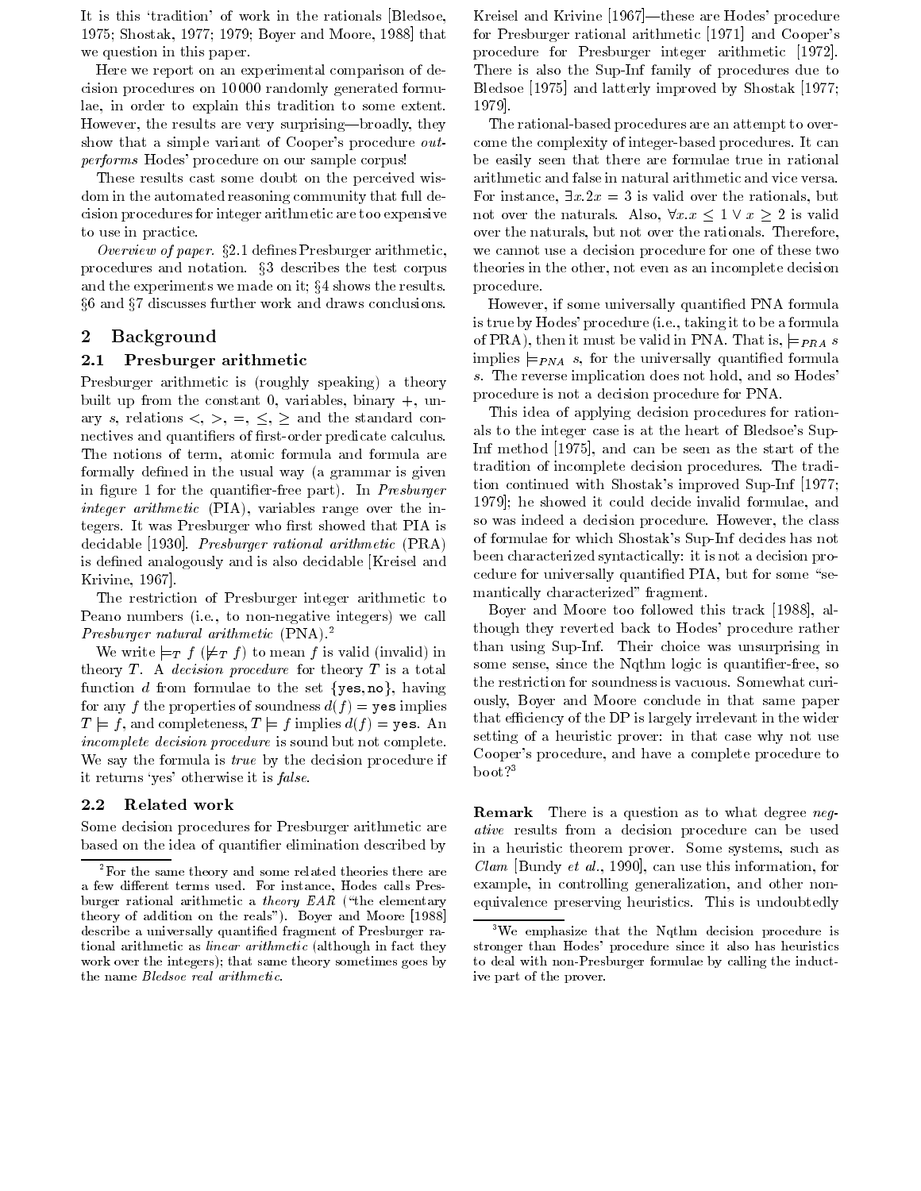It is this 'tradition' of work in the rationals [Bledsoe, 1975; Shostak, 1977; 1979; Boyer and Moore, 1988] that we question in this paper.

Here we report on an experimental comparison of decision procedures on 10 000 randomly generated formulae, in order to explain this tradition to some extent. However, the results are very surprising—broadly, they show that a simple variant of Cooper's procedure *outperforms* Hodes' procedure on our sample corpus!

These results cast some doubt on the perceived wisdom in the automated reasoning community that full decision procedures for integer arithmetic are too expensive to use in practice.

*Overview of paper.* §2.1 defines Presburger arithmetic, procedures and notation. §3 describes the test corpus and the experiments we made on it; §4 shows the results. §6 and §7 discusses further work and draws conclusions.

## 2 Background

### 2.1 Presburger arithmetic

Presburger arithmetic is (roughly speaking) a theory built up from the constant 0, variables, binary +, unary $s$, relations $<$, $>$, $=$, $\leq$, $\geq$ and the standard connectives and quantifiers of first-order predicate calculus. The notions of term, atomic formula and formula are formally defined in the usual way (a grammar is given in figure 1 for the quantifier-free part). In *Presburger integer arithmetic* (PIA), variables range over the integers. It was Presburger who first showed that PIA is decidable [1930]. *Presburger rational arithmetic* (PRA) is defined analogously and is also decidable [Kreisel and Krivine, 1967].

The restriction of Presburger integer arithmetic to Peano numbers (i.e., to non-negative integers) we call *Presburger natural arithmetic* (PNA).[2]

We write $\models_T f$ ($\not\models_T f$) to mean $f$ is valid (invalid) in theory $T$. A *decision procedure* for theory $T$ is a total function $d$ from formulae to the set {yes, no}, having for any $f$ the properties of soundness $d(f) =$ yes implies $T \models f$, and completeness, $T \models f$ implies $d(f) =$ yes. An *incomplete decision procedure* is sound but not complete. We say the formula is *true* by the decision procedure if it returns 'yes' otherwise it is *false*.

### 2.2 Related work

Some decision procedures for Presburger arithmetic are based on the idea of quantifier elimination described by Kreisel and Krivine [1967]—these are Hodes' procedure for Presburger rational arithmetic [1971] and Cooper's procedure for Presburger integer arithmetic [1972]. There is also the Sup-Inf family of procedures due to Bledsoe [1975] and latterly improved by Shostak [1977; 1979].

The rational-based procedures are an attempt to overcome the complexity of integer-based procedures. It can be easily seen that there are formulae true in rational arithmetic and false in natural arithmetic and vice versa. For instance, $\exists x. 2x = 3$ is valid over the rationals, but not over the naturals. Also, $\forall x. x \leq 1 \vee x \geq 2$ is valid over the naturals, but not over the rationals. Therefore, we cannot use a decision procedure for one of these two theories in the other, not even as an incomplete decision procedure.

However, if some universally quantified PNA formula is true by Hodes' procedure (i.e., taking it to be a formula of PRA), then it must be valid in PNA. That is, $\models_{PRA} s$ implies $\models_{PNA} s$, for the universally quantified formula $s$. The reverse implication does not hold, and so Hodes' procedure is not a decision procedure for PNA.

This idea of applying decision procedures for rationals to the integer case is at the heart of Bledsoe's Sup-Inf method [1975], and can be seen as the start of the tradition of incomplete decision procedures. The tradition continued with Shostak's improved Sup-Inf [1977; 1979]; he showed it could decide invalid formulae, and so was indeed a decision procedure. However, the class of formulae for which Shostak's Sup-Inf decides has not been characterized syntactically: it is not a decision procedure for universally quantified PIA, but for some "semantically characterized" fragment.

Boyer and Moore too followed this track [1988], although they reverted back to Hodes' procedure rather than using Sup-Inf. Their choice was unsurprising in some sense, since the Nqthm logic is quantifier-free, so the restriction for soundness is vacuous. Somewhat curiously, Boyer and Moore conclude in that same paper that efficiency of the DP is largely irrelevant in the wider setting of a heuristic prover: in that case why not use Cooper's procedure, and have a complete procedure to boot?[3]

**Remark** There is a question as to what degree *negative* results from a decision procedure can be used in a heuristic theorem prover. Some systems, such as *Clam* [Bundy *et al.*, 1990], can use this information, for example, in controlling generalization, and other non-equivalence preserving heuristics. This is undoubtedly

---

[2] For the same theory and some related theories there are a few different terms used. For instance, Hodes calls Presburger rational arithmetic a *theory EAR* ("the elementary theory of addition on the reals"). Boyer and Moore [1988] describe a universally quantified fragment of Presburger rational arithmetic as *linear arithmetic* (although in fact they work over the integers); that same theory sometimes goes by the name *Bledsoe real arithmetic*.

[3] We emphasize that the Nqthm decision procedure is stronger than Hodes' procedure since it also has heuristics to deal with non-Presburger formulae by calling the inductive part of the prover.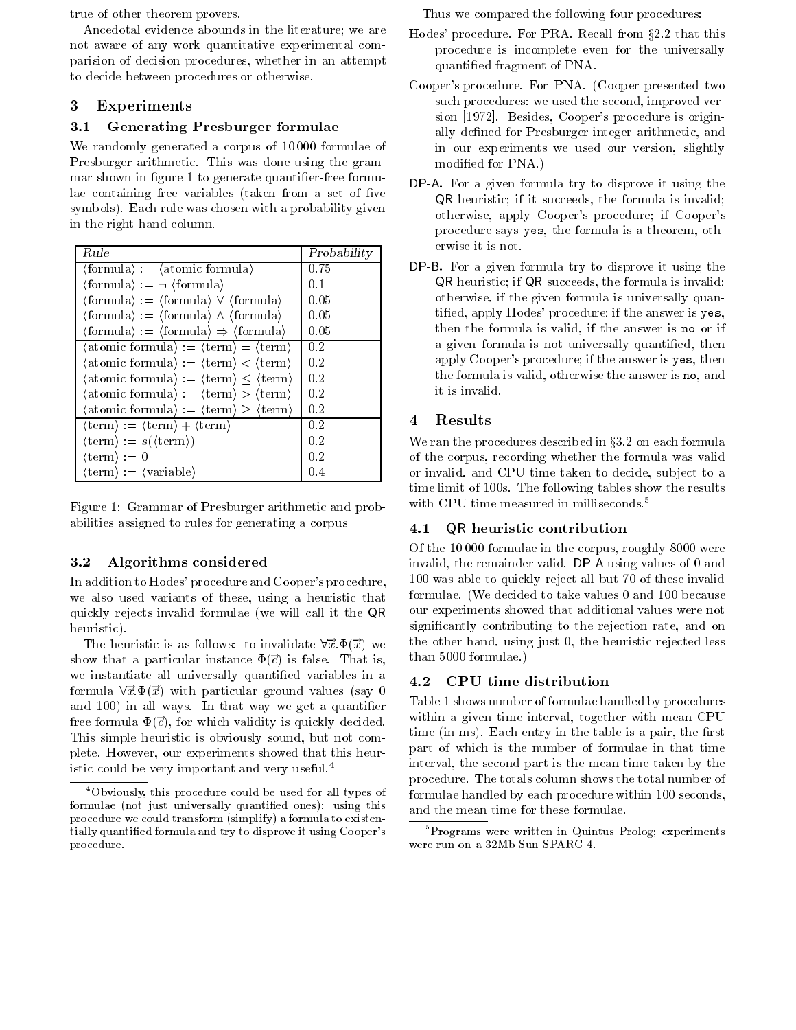true of other theorem provers.

Ancedotal evidence abounds in the literature; we are not aware of any work quantitative experimental comparision of decision procedures, whether in an attempt to decide between procedures or otherwise.

## 3 Experiments

### 3.1 Generating Presburger formulae

We randomly generated a corpus of 10 000 formulae of Presburger arithmetic. This was done using the grammar shown in figure 1 to generate quantifier-free formulae containing free variables (taken from a set of five symbols). Each rule was chosen with a probability given in the right-hand column.

| *Rule* | *Probability* |
|---|---|
| ⟨formula⟩ := ⟨atomic formula⟩ | 0.75 |
| ⟨formula⟩ := ¬ ⟨formula⟩ | 0.1 |
| ⟨formula⟩ := ⟨formula⟩ ∨ ⟨formula⟩ | 0.05 |
| ⟨formula⟩ := ⟨formula⟩ ∧ ⟨formula⟩ | 0.05 |
| ⟨formula⟩ := ⟨formula⟩ ⇒ ⟨formula⟩ | 0.05 |
| ⟨atomic formula⟩ := ⟨term⟩ = ⟨term⟩ | 0.2 |
| ⟨atomic formula⟩ := ⟨term⟩ < ⟨term⟩ | 0.2 |
| ⟨atomic formula⟩ := ⟨term⟩ ≤ ⟨term⟩ | 0.2 |
| ⟨atomic formula⟩ := ⟨term⟩ > ⟨term⟩ | 0.2 |
| ⟨atomic formula⟩ := ⟨term⟩ ≥ ⟨term⟩ | 0.2 |
| ⟨term⟩ := ⟨term⟩ + ⟨term⟩ | 0.2 |
| ⟨term⟩ := $s$(⟨term⟩) | 0.2 |
| ⟨term⟩ := 0 | 0.2 |
| ⟨term⟩ := ⟨variable⟩ | 0.4 |

Figure 1: Grammar of Presburger arithmetic and probabilities assigned to rules for generating a corpus

### 3.2 Algorithms considered

In addition to Hodes' procedure and Cooper's procedure, we also used variants of these, using a heuristic that quickly rejects invalid formulae (we will call it the QR heuristic).

The heuristic is as follows: to invalidate $\forall\vec{x}.\Phi(\vec{x})$ we show that a particular instance $\Phi(\vec{c})$ is false. That is, we instantiate all universally quantified variables in a formula $\forall\vec{x}.\Phi(\vec{x})$ with particular ground values (say 0 and 100) in all ways. In that way we get a quantifier free formula $\Phi(\vec{c})$, for which validity is quickly decided. This simple heuristic is obviously sound, but not complete. However, our experiments showed that this heuristic could be very important and very useful.[4]

[4] Obviously, this procedure could be used for all types of formulae (not just universally quantified ones): using this procedure we could transform (simplify) a formula to existentially quantified formula and try to disprove it using Cooper's procedure.

Thus we compared the following four procedures:

- Hodes' procedure. For PRA. Recall from §2.2 that this procedure is incomplete even for the universally quantified fragment of PNA.
- Cooper's procedure. For PNA. (Cooper presented two such procedures: we used the second, improved version [1972]. Besides, Cooper's procedure is originally defined for Presburger integer arithmetic, and in our experiments we used our version, slightly modified for PNA.)
- DP-A. For a given formula try to disprove it using the QR heuristic; if it succeeds, the formula is invalid; otherwise, apply Cooper's procedure; if Cooper's procedure says `yes`, the formula is a theorem, otherwise it is not.
- DP-B. For a given formula try to disprove it using the QR heuristic; if QR succeeds, the formula is invalid; otherwise, if the given formula is universally quantified, apply Hodes' procedure; if the answer is `yes`, then the formula is valid, if the answer is `no` or if a given formula is not universally quantified, then apply Cooper's procedure; if the answer is `yes`, then the formula is valid, otherwise the answer is `no`, and it is invalid.

## 4 Results

We ran the procedures described in §3.2 on each formula of the corpus, recording whether the formula was valid or invalid, and CPU time taken to decide, subject to a time limit of 100s. The following tables show the results with CPU time measured in milliseconds.[5]

### 4.1 QR heuristic contribution

Of the 10 000 formulae in the corpus, roughly 8000 were invalid, the remainder valid. DP-A using values of 0 and 100 was able to quickly reject all but 70 of these invalid formulae. (We decided to take values 0 and 100 because our experiments showed that additional values were not significantly contributing to the rejection rate, and on the other hand, using just 0, the heuristic rejected less than 5000 formulae.)

### 4.2 CPU time distribution

Table 1 shows number of formulae handled by procedures within a given time interval, together with mean CPU time (in ms). Each entry in the table is a pair, the first part of which is the number of formulae in that time interval, the second part is the mean time taken by the procedure. The totals column shows the total number of formulae handled by each procedure within 100 seconds, and the mean time for these formulae.

[5] Programs were written in Quintus Prolog; experiments were run on a 32Mb Sun SPARC 4.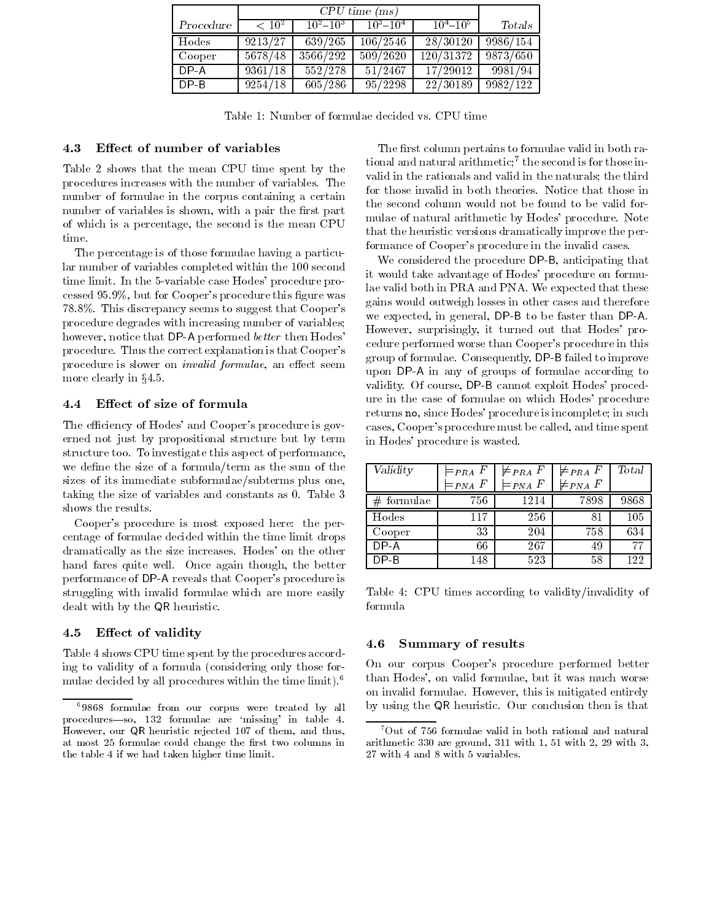| *Procedure* | *CPU time (ms)* | | | | *Totals* |
|---|---|---|---|---|---|
| | $< 10^2$ | $10^2$–$10^3$ | $10^3$–$10^4$ | $10^4$–$10^5$ | |
| Hodes | 9213/27 | 639/265 | 106/2546 | 28/30120 | 9986/154 |
| Cooper | 5678/48 | 3566/292 | 509/2620 | 120/31372 | 9873/650 |
| DP-A | 9361/18 | 552/278 | 51/2467 | 17/29012 | 9981/94 |
| DP-B | 9254/18 | 605/286 | 95/2298 | 22/30189 | 9982/122 |

Table 1: Number of formulae decided vs. CPU time

### 4.3 Effect of number of variables

Table 2 shows that the mean CPU time spent by the procedures increases with the number of variables. The number of formulae in the corpus containing a certain number of variables is shown, with a pair the first part of which is a percentage, the second is the mean CPU time.

The percentage is of those formulae having a particular number of variables completed within the 100 second time limit. In the 5-variable case Hodes' procedure processed 95.9%, but for Cooper's procedure this figure was 78.8%. This discrepancy seems to suggest that Cooper's procedure degrades with increasing number of variables; however, notice that DP-A performed *better* then Hodes' procedure. Thus the correct explanation is that Cooper's procedure is slower on *invalid formulae*, an effect seem more clearly in §4.5.

### 4.4 Effect of size of formula

The efficiency of Hodes' and Cooper's procedure is governed not just by propositional structure but by term structure too. To investigate this aspect of performance, we define the size of a formula/term as the sum of the sizes of its immediate subformulae/subterms plus one, taking the size of variables and constants as 0. Table 3 shows the results.

Cooper's procedure is most exposed here: the percentage of formulae decided within the time limit drops dramatically as the size increases. Hodes' on the other hand fares quite well. Once again though, the better performance of DP-A reveals that Cooper's procedure is struggling with invalid formulae which are more easily dealt with by the QR heuristic.

### 4.5 Effect of validity

Table 4 shows CPU time spent by the procedures according to validity of a formula (considering only those formulae decided by all procedures within the time limit).[6]

The first column pertains to formulae valid in both rational and natural arithmetic;[7] the second is for those invalid in the rationals and valid in the naturals; the third for those invalid in both theories. Notice that those in the second column would not be found to be valid formulae of natural arithmetic by Hodes' procedure. Note that the heuristic versions dramatically improve the performance of Cooper's procedure in the invalid cases.

We considered the procedure DP-B, anticipating that it would take advantage of Hodes' procedure on formulae valid both in PRA and PNA. We expected that these gains would outweigh losses in other cases and therefore we expected, in general, DP-B to be faster than DP-A. However, surprisingly, it turned out that Hodes' procedure performed worse than Cooper's procedure in this group of formulae. Consequently, DP-B failed to improve upon DP-A in any of groups of formulae according to validity. Of course, DP-B cannot exploit Hodes' procedure in the case of formulae on which Hodes' procedure returns no, since Hodes' procedure is incomplete; in such cases, Cooper's procedure must be called, and time spent in Hodes' procedure is wasted.

| *Validity* | $\models_{PRA} F$ $\models_{PNA} F$ | $\not\models_{PRA} F$ $\models_{PNA} F$ | $\not\models_{PRA} F$ $\not\models_{PNA} F$ | *Total* |
|---|---|---|---|---|
| # formulae | 756 | 1214 | 7898 | 9868 |
| Hodes | 117 | 256 | 81 | 105 |
| Cooper | 33 | 204 | 758 | 634 |
| DP-A | 66 | 267 | 49 | 77 |
| DP-B | 148 | 523 | 58 | 122 |

Table 4: CPU times according to validity/invalidity of formula

### 4.6 Summary of results

On our corpus Cooper's procedure performed better than Hodes', on valid formulae, but it was much worse on invalid formulae. However, this is mitigated entirely by using the QR heuristic. Our conclusion then is that

[6] 9868 formulae from our corpus were treated by all procedures—so, 132 formulae are 'missing' in table 4. However, our QR heuristic rejected 107 of them, and thus, at most 25 formulae could change the first two columns in the table 4 if we had taken higher time limit.

[7] Out of 756 formulae valid in both rational and natural arithmetic 330 are ground, 311 with 1, 51 with 2, 29 with 3, 27 with 4 and 8 with 5 variables.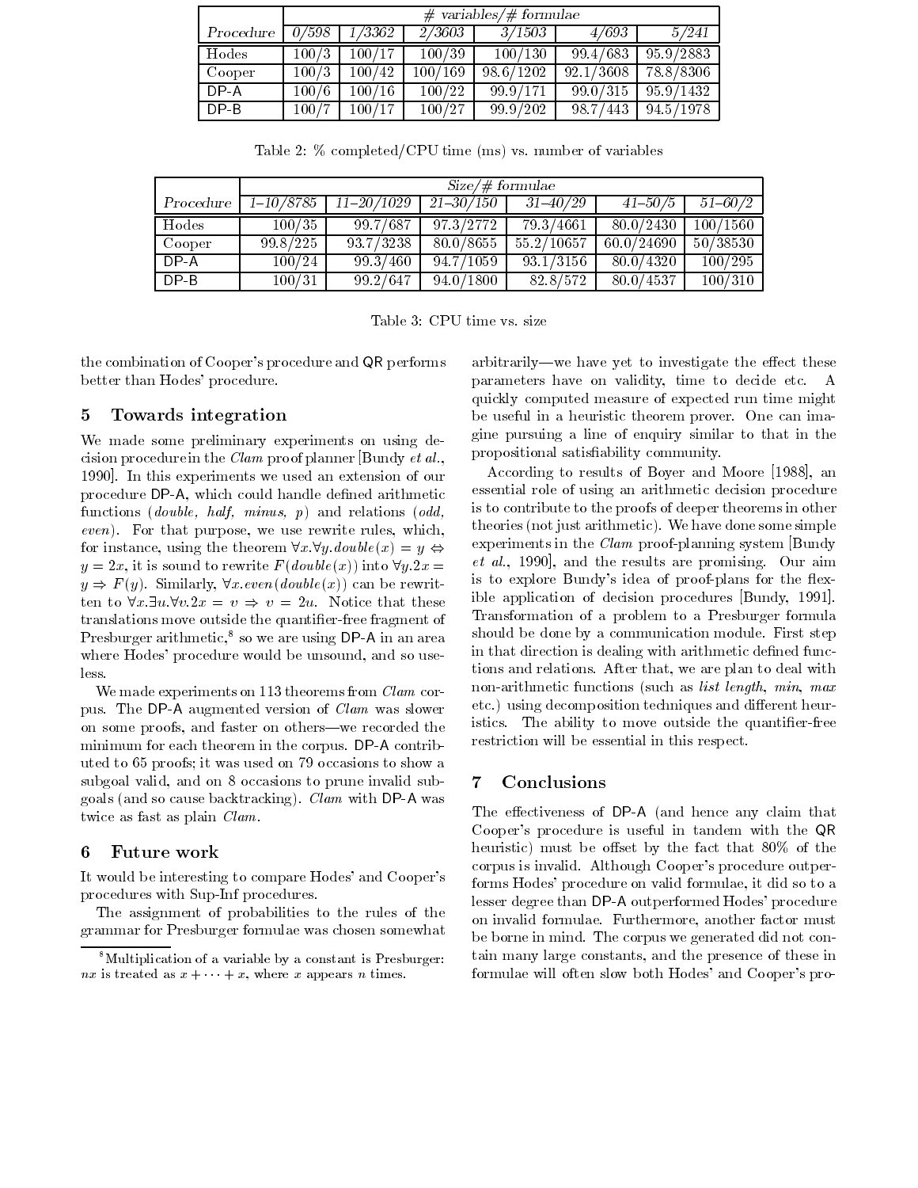| Procedure | # variables/# formulae | | | | | |
|---|---|---|---|---|---|---|
| | *0/598* | *1/3362* | *2/3603* | *3/1503* | *4/693* | *5/241* |
| Hodes | 100/3 | 100/17 | 100/39 | 100/130 | 99.4/683 | 95.9/2883 |
| Cooper | 100/3 | 100/42 | 100/169 | 98.6/1202 | 92.1/3608 | 78.8/8306 |
| DP-A | 100/6 | 100/16 | 100/22 | 99.9/171 | 99.0/315 | 95.9/1432 |
| DP-B | 100/7 | 100/17 | 100/27 | 99.9/202 | 98.7/443 | 94.5/1978 |

Table 2: % completed/CPU time (ms) vs. number of variables

| Procedure | Size/# formulae | | | | | |
|---|---|---|---|---|---|---|
| | *1–10/8785* | *11–20/1029* | *21–30/150* | *31–40/29* | *41–50/5* | *51–60/2* |
| Hodes | 100/35 | 99.7/687 | 97.3/2772 | 79.3/4661 | 80.0/2430 | 100/1560 |
| Cooper | 99.8/225 | 93.7/3238 | 80.0/8655 | 55.2/10657 | 60.0/24690 | 50/38530 |
| DP-A | 100/24 | 99.3/460 | 94.7/1059 | 93.1/3156 | 80.0/4320 | 100/295 |
| DP-B | 100/31 | 99.2/647 | 94.0/1800 | 82.8/572 | 80.0/4537 | 100/310 |

Table 3: CPU time vs. size

the combination of Cooper's procedure and QR performs better than Hodes' procedure.

## 5 Towards integration

We made some preliminary experiments on using decision procedure in the *Clam* proof planner [Bundy *et al.*, 1990]. In this experiments we used an extension of our procedure DP-A, which could handle defined arithmetic functions (*double, half, minus, p*) and relations (*odd, even*). For that purpose, we use rewrite rules, which, for instance, using the theorem $\forall x.\forall y.double(x) = y \Leftrightarrow y = 2x$, it is sound to rewrite $F(double(x))$ into $\forall y.2x = y \Rightarrow F(y)$. Similarly, $\forall x.even(double(x))$ can be rewritten to $\forall x.\exists u.\forall v.2x = v \Rightarrow v = 2u$. Notice that these translations move outside the quantifier-free fragment of Presburger arithmetic,[8] so we are using DP-A in an area where Hodes' procedure would be unsound, and so useless.

We made experiments on 113 theorems from *Clam* corpus. The DP-A augmented version of *Clam* was slower on some proofs, and faster on others—we recorded the minimum for each theorem in the corpus. DP-A contributed to 65 proofs; it was used on 79 occasions to show a subgoal valid, and on 8 occasions to prune invalid subgoals (and so cause backtracking). *Clam* with DP-A was twice as fast as plain *Clam*.

## 6 Future work

It would be interesting to compare Hodes' and Cooper's procedures with Sup-Inf procedures.

The assignment of probabilities to the rules of the grammar for Presburger formulae was chosen somewhat arbitrarily—we have yet to investigate the effect these parameters have on validity, time to decide etc. A quickly computed measure of expected run time might be useful in a heuristic theorem prover. One can imagine pursuing a line of enquiry similar to that in the propositional satisfiability community.

According to results of Boyer and Moore [1988], an essential role of using an arithmetic decision procedure is to contribute to the proofs of deeper theorems in other theories (not just arithmetic). We have done some simple experiments in the *Clam* proof-planning system [Bundy *et al.*, 1990], and the results are promising. Our aim is to explore Bundy's idea of proof-plans for the flexible application of decision procedures [Bundy, 1991]. Transformation of a problem to a Presburger formula should be done by a communication module. First step in that direction is dealing with arithmetic defined functions and relations. After that, we are plan to deal with non-arithmetic functions (such as *list length, min, max* etc.) using decomposition techniques and different heuristics. The ability to move outside the quantifier-free restriction will be essential in this respect.

## 7 Conclusions

The effectiveness of DP-A (and hence any claim that Cooper's procedure is useful in tandem with the QR heuristic) must be offset by the fact that 80% of the corpus is invalid. Although Cooper's procedure outperforms Hodes' procedure on valid formulae, it did so to a lesser degree than DP-A outperformed Hodes' procedure on invalid formulae. Furthermore, another factor must be borne in mind. The corpus we generated did not contain many large constants, and the presence of these in formulae will often slow both Hodes' and Cooper's pro-

[8] Multiplication of a variable by a constant is Presburger: $nx$ is treated as $x + \cdots + x$, where $x$ appears $n$ times.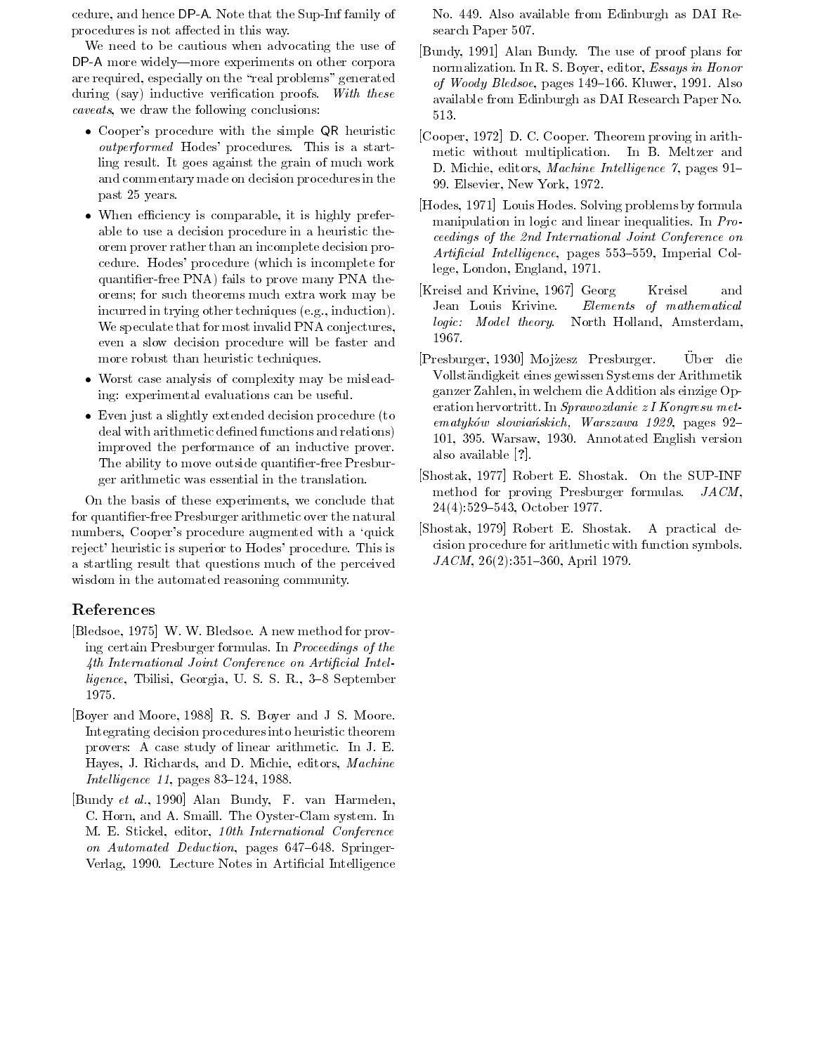cedure, and hence DP-A. Note that the Sup-Inf family of procedures is not affected in this way.

We need to be cautious when advocating the use of DP-A more widely—more experiments on other corpora are required, especially on the "real problems" generated during (say) inductive verification proofs. *With these caveats*, we draw the following conclusions:

- Cooper's procedure with the simple QR heuristic *outperformed* Hodes' procedures. This is a startling result. It goes against the grain of much work and commentary made on decision procedures in the past 25 years.
- When efficiency is comparable, it is highly preferable to use a decision procedure in a heuristic theorem prover rather than an incomplete decision procedure. Hodes' procedure (which is incomplete for quantifier-free PNA) fails to prove many PNA theorems; for such theorems much extra work may be incurred in trying other techniques (e.g., induction). We speculate that for most invalid PNA conjectures, even a slow decision procedure will be faster and more robust than heuristic techniques.
- Worst case analysis of complexity may be misleading: experimental evaluations can be useful.
- Even just a slightly extended decision procedure (to deal with arithmetic defined functions and relations) improved the performance of an inductive prover. The ability to move outside quantifier-free Presburger arithmetic was essential in the translation.

On the basis of these experiments, we conclude that for quantifier-free Presburger arithmetic over the natural numbers, Cooper's procedure augmented with a 'quick reject' heuristic is superior to Hodes' procedure. This is a startling result that questions much of the perceived wisdom in the automated reasoning community.

## References

[Bledsoe, 1975] W. W. Bledsoe. A new method for proving certain Presburger formulas. In *Proceedings of the 4th International Joint Conference on Artificial Intelligence*, Tbilisi, Georgia, U. S. S. R., 3–8 September 1975.

[Boyer and Moore, 1988] R. S. Boyer and J S. Moore. Integrating decision procedures into heuristic theorem provers: A case study of linear arithmetic. In J. E. Hayes, J. Richards, and D. Michie, editors, *Machine Intelligence 11*, pages 83–124, 1988.

[Bundy *et al.*, 1990] Alan Bundy, F. van Harmelen, C. Horn, and A. Smaill. The Oyster-Clam system. In M. E. Stickel, editor, *10th International Conference on Automated Deduction*, pages 647–648. Springer-Verlag, 1990. Lecture Notes in Artificial Intelligence No. 449. Also available from Edinburgh as DAI Research Paper 507.

[Bundy, 1991] Alan Bundy. The use of proof plans for normalization. In R. S. Boyer, editor, *Essays in Honor of Woody Bledsoe*, pages 149–166. Kluwer, 1991. Also available from Edinburgh as DAI Research Paper No. 513.

[Cooper, 1972] D. C. Cooper. Theorem proving in arithmetic without multiplication. In B. Meltzer and D. Michie, editors, *Machine Intelligence 7*, pages 91–99. Elsevier, New York, 1972.

[Hodes, 1971] Louis Hodes. Solving problems by formula manipulation in logic and linear inequalities. In *Proceedings of the 2nd International Joint Conference on Artificial Intelligence*, pages 553–559, Imperial College, London, England, 1971.

[Kreisel and Krivine, 1967] Georg Kreisel and Jean Louis Krivine. *Elements of mathematical logic: Model theory.* North Holland, Amsterdam, 1967.

[Presburger, 1930] Mojżesz Presburger. Über die Vollständigkeit eines gewissen Systems der Arithmetik ganzer Zahlen, in welchem die Addition als einzige Operation hervortritt. In *Sprawozdanie z I Kongresu metematyków słowiańskich, Warszawa 1929*, pages 92–101, 395. Warsaw, 1930. Annotated English version also available [?].

[Shostak, 1977] Robert E. Shostak. On the SUP-INF method for proving Presburger formulas. *JACM*, 24(4):529–543, October 1977.

[Shostak, 1979] Robert E. Shostak. A practical decision procedure for arithmetic with function symbols. *JACM*, 26(2):351–360, April 1979.